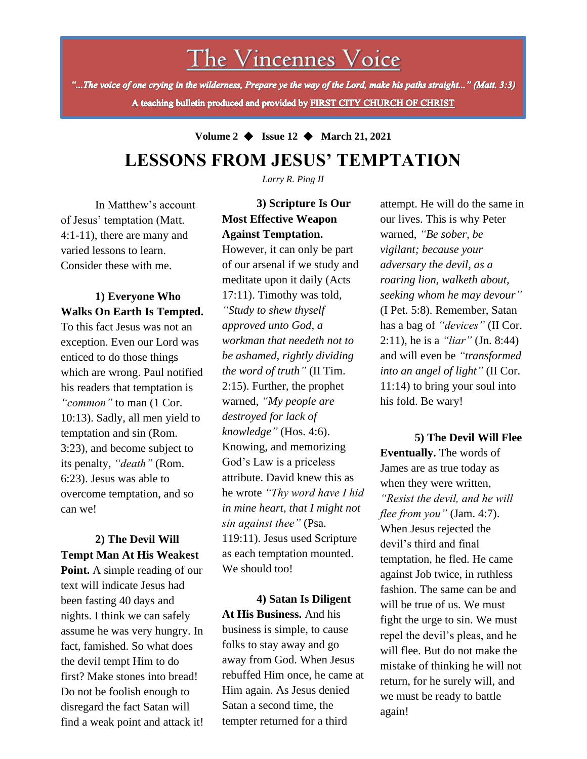# The Vincennes Voice

*"...The voice of one crying in the wilderness, Prepare ye the way of the Lord, make his paths straight..." (Matt. 3:3)*

**A teaching bulletin produced and provided by FIRST CITY CHURCH OF CHRIST**

**Volume 2 ◆ Issue 12 ◆ March 21, 2021**

## LESSONS FROM JESUS' TEMPTATION

*Larry R. Ping II*

In Matthew's account of Jesus' temptation (Matt. 4:1-11), there are many and varied lessons to learn. Consider these with me.

**1) Everyone Who Walks On Earth Is Tempted.** To this fact Jesus was not an exception. Even our Lord was enticed to do those things which are wrong. Paul notified his readers that temptation is *"common"* to man (1 Cor. 10:13). Sadly, all men yield to temptation and sin (Rom. 3:23), and become subject to its penalty, *"death"* (Rom. 6:23). Jesus was able to overcome temptation, and so can we!

**2) The Devil Will Tempt Man At His Weakest Point.** A simple reading of our text will indicate Jesus had been fasting 40 days and nights. I think we can safely assume he was very hungry. In fact, famished. So what does the devil tempt Him to do first? Make stones into bread! Do not be foolish enough to disregard the fact Satan will find a weak point and attack it!

**3) Scripture Is Our Most Effective Weapon Against Temptation.** However, it can only be part of our arsenal if we study and meditate upon it daily (Acts 17:11). Timothy was told, *"Study to shew thyself approved unto God, a workman that needeth not to be ashamed, rightly dividing the word of truth"* (II Tim. 2:15). Further, the prophet warned, *"My people are destroyed for lack of knowledge"* (Hos. 4:6). Knowing, and memorizing God's Law is a priceless attribute. David knew this as he wrote *"Thy word have I hid in mine heart, that I might not sin against thee"* (Psa. 119:11). Jesus used Scripture as each temptation mounted. We should too!

**4) Satan Is Diligent At His Business.** And his business is simple, to cause folks to stay away and go away from God. When Jesus rebuffed Him once, he came at Him again. As Jesus denied Satan a second time, the tempter returned for a third attempt. He will do the same in our lives. This is why Peter warned, *"Be sober, be vigilant; because your adversary the devil, as a roaring lion, walketh about, seeking whom he may devour"* (I Pet. 5:8). Remember, Satan has a bag of *"devices"* (II Cor. 2:11), he is a *"liar"* (Jn. 8:44) and will even be *"transformed into an angel of light"* (II Cor. 11:14) to bring your soul into his fold. Be wary!

**5) The Devil Will Flee Eventually.** The words of James are as true today as when they were written, *"Resist the devil, and he will flee from you"* (Jam. 4:7). When Jesus rejected the devil's third and final temptation, he fled. He came against Job twice, in ruthless fashion. The same can be and will be true of us. We must fight the urge to sin. We must repel the devil's pleas, and he will flee. But do not make the mistake of thinking he will not return, for he surely will, and we must be ready to battle again!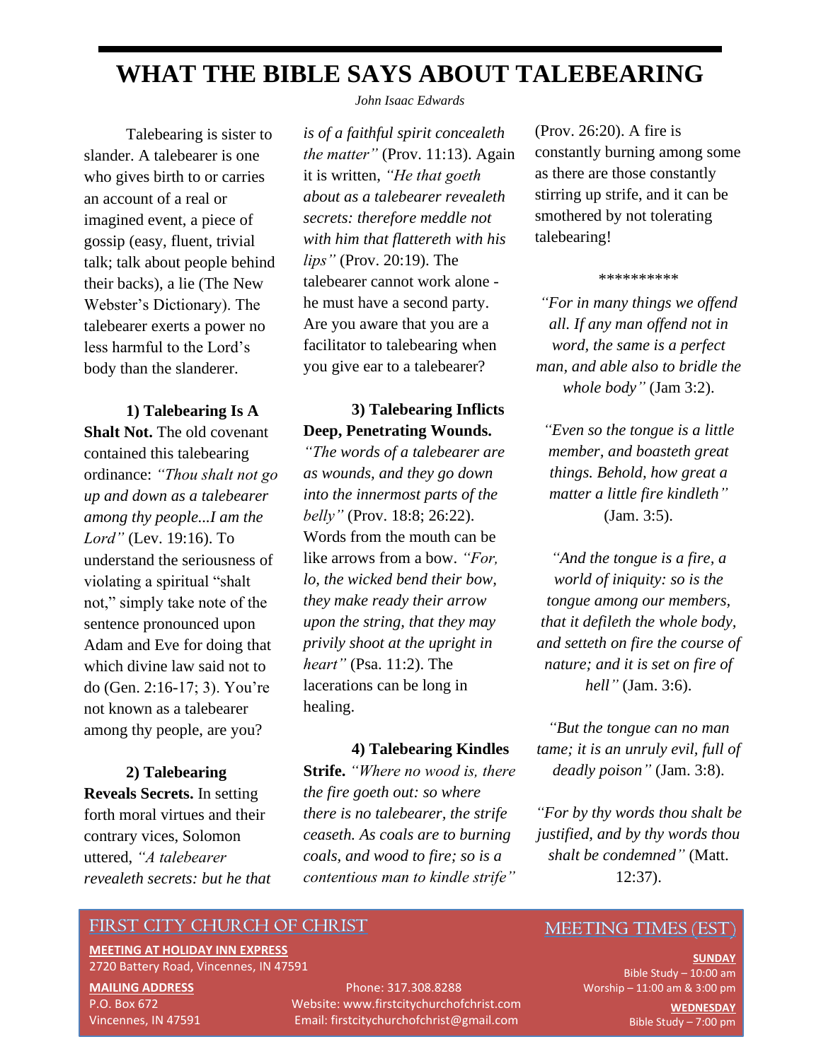# WHAT THE BIBLE SAYS ABOUT TALEBEARING

*John Isaac Edwards*

Talebearing is sister to slander. A talebearer is one who gives birth to or carries an account of a real or imagined event, a piece of gossip (easy, fluent, trivial talk; talk about people behind their backs), a lie (The New Webster's Dictionary). The talebearer exerts a power no less harmful to the Lord's body than the slanderer.

**1) Talebearing Is A Shalt Not.** The old covenant contained this talebearing ordinance: *"Thou shalt not go up and down as a talebearer among thy people...I am the Lord"* (Lev. 19:16). To understand the seriousness of violating a spiritual "shalt not," simply take note of the sentence pronounced upon Adam and Eve for doing that which divine law said not to do (Gen. 2:16-17; 3). You're not known as a talebearer among thy people, are you?

**2) Talebearing Reveals Secrets.** In setting forth moral virtues and their contrary vices, Solomon uttered, *"A talebearer revealeth secrets: but he that is of a faithful spirit concealeth the matter"* (Prov. 11:13). Again it is written, *"He that goeth about as a talebearer revealeth secrets: therefore meddle not with him that flattereth with his lips"* (Prov. 20:19). The talebearer cannot work alone - he must have a second party. Are you aware that you are a facilitator to talebearing when you give ear to a talebearer?

**3) Talebearing Inflicts Deep, Penetrating Wounds.** *"The words of a talebearer are as wounds, and they go down into the innermost parts of the belly"* (Prov. 18:8; 26:22). Words from the mouth can be like arrows from a bow. *"For, lo, the wicked bend their bow, they make ready their arrow upon the string, that they may privily shoot at the upright in heart"* (Psa. 11:2). The lacerations can be long in healing.

**4) Talebearing Kindles Strife.** *"Where no wood is, there the fire goeth out: so where there is no talebearer, the strife ceaseth. As coals are to burning coals, and wood to fire; so is a contentious man to kindle strife"* (Prov. 26:20). A fire is constantly burning among some as there are those constantly stirring up strife, and it can be smothered by not tolerating talebearing!

**********

*"For in many things we offend all. If any man offend not in word, the same is a perfect man, and able also to bridle the whole body"* (Jam 3:2).

*"Even so the tongue is a little member, and boasteth great things. Behold, how great a matter a little fire kindleth"* (Jam. 3:5).

*"And the tongue is a fire, a world of iniquity: so is the tongue among our members, that it defileth the whole body, and setteth on fire the course of nature; and it is set on fire of hell"* (Jam. 3:6).

*"But the tongue can no man tame; it is an unruly evil, full of deadly poison"* (Jam. 3:8).

*"For by thy words thou shalt be justified, and by thy words thou shalt be condemned"* (Matt. 12:37).

## FIRST CITY CHURCH OF CHRIST

**MEETING AT HOLIDAY INN EXPRESS**
2720 Battery Road, Vincennes, IN 47591

**MAILING ADDRESS**
P.O. Box 672
Vincennes, IN 47591

Phone: 317.308.8288
Website: www.firstcitychurchofchrist.com
Email: firstcitychurchofchrist@gmail.com

## MEETING TIMES (EST)

**SUNDAY**
Bible Study – 10:00 am
Worship – 11:00 am & 3:00 pm

**WEDNESDAY**
Bible Study – 7:00 pm